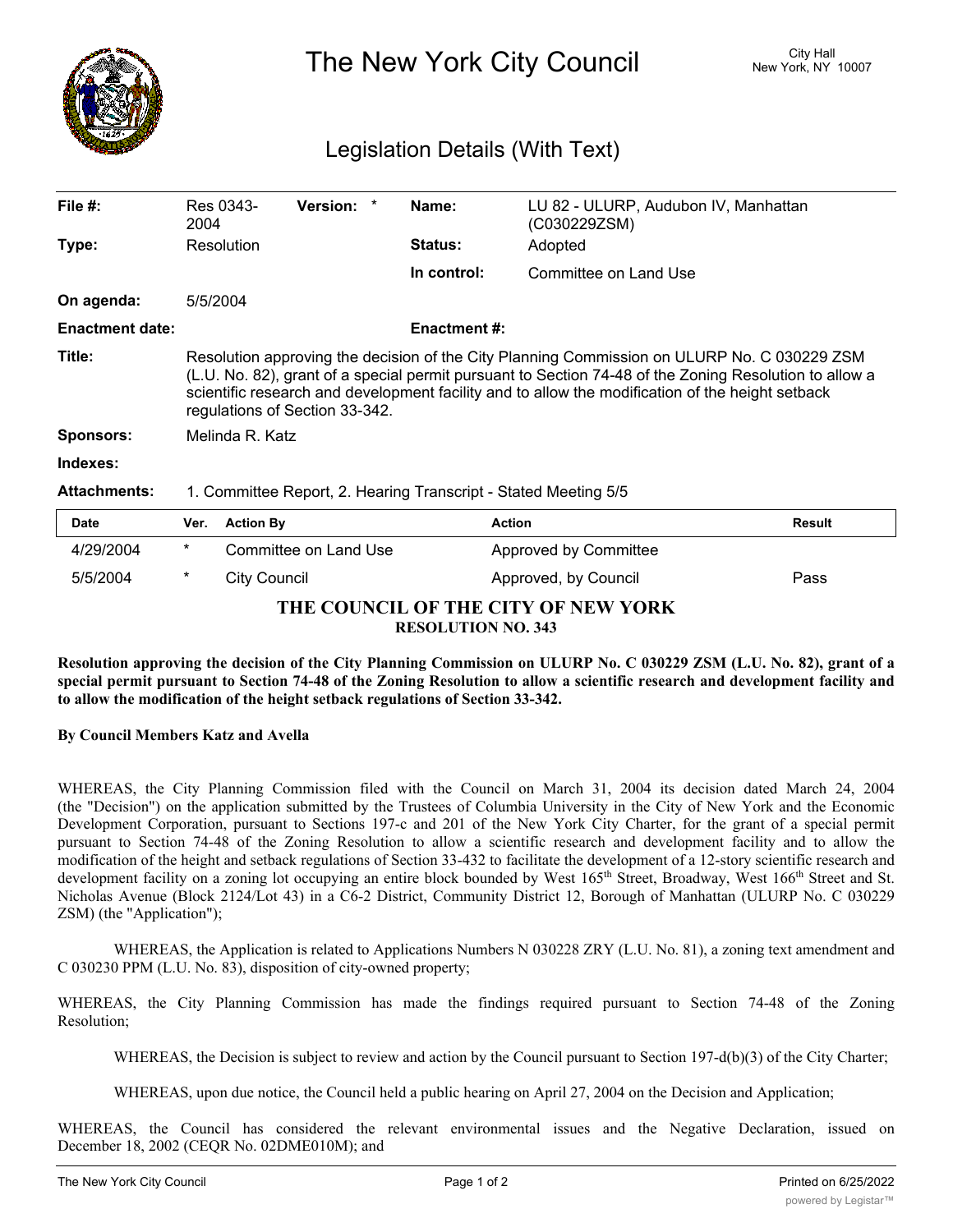# The New York City Council

City Hall
New York, NY 10007

## Legislation Details (With Text)

| | | | | | |
|---|---|---|---|---|---|
| **File #:** | Res 0343-2004 | **Version:** | * | **Name:** | LU 82 - ULURP, Audubon IV, Manhattan (C030229ZSM) |
| **Type:** | Resolution | | | **Status:** | Adopted |
| | | | | **In control:** | Committee on Land Use |
| **On agenda:** | 5/5/2004 | | | | |
| **Enactment date:** | | | | **Enactment #:** | |

**Title:** Resolution approving the decision of the City Planning Commission on ULURP No. C 030229 ZSM (L.U. No. 82), grant of a special permit pursuant to Section 74-48 of the Zoning Resolution to allow a scientific research and development facility and to allow the modification of the height setback regulations of Section 33-342.

**Sponsors:** Melinda R. Katz

**Indexes:**

**Attachments:** 1. Committee Report, 2. Hearing Transcript - Stated Meeting 5/5

| Date | Ver. | Action By | Action | Result |
|---|---|---|---|---|
| 4/29/2004 | * | Committee on Land Use | Approved by Committee | |
| 5/5/2004 | * | City Council | Approved, by Council | Pass |

**THE COUNCIL OF THE CITY OF NEW YORK**
**RESOLUTION NO. 343**

**Resolution approving the decision of the City Planning Commission on ULURP No. C 030229 ZSM (L.U. No. 82), grant of a special permit pursuant to Section 74-48 of the Zoning Resolution to allow a scientific research and development facility and to allow the modification of the height setback regulations of Section 33-342.**

**By Council Members Katz and Avella**

WHEREAS, the City Planning Commission filed with the Council on March 31, 2004 its decision dated March 24, 2004 (the "Decision") on the application submitted by the Trustees of Columbia University in the City of New York and the Economic Development Corporation, pursuant to Sections 197-c and 201 of the New York City Charter, for the grant of a special permit pursuant to Section 74-48 of the Zoning Resolution to allow a scientific research and development facility and to allow the modification of the height and setback regulations of Section 33-432 to facilitate the development of a 12-story scientific research and development facility on a zoning lot occupying an entire block bounded by West 165th Street, Broadway, West 166th Street and St. Nicholas Avenue (Block 2124/Lot 43) in a C6-2 District, Community District 12, Borough of Manhattan (ULURP No. C 030229 ZSM) (the "Application");

WHEREAS, the Application is related to Applications Numbers N 030228 ZRY (L.U. No. 81), a zoning text amendment and C 030230 PPM (L.U. No. 83), disposition of city-owned property;

WHEREAS, the City Planning Commission has made the findings required pursuant to Section 74-48 of the Zoning Resolution;

WHEREAS, the Decision is subject to review and action by the Council pursuant to Section 197-d(b)(3) of the City Charter;

WHEREAS, upon due notice, the Council held a public hearing on April 27, 2004 on the Decision and Application;

WHEREAS, the Council has considered the relevant environmental issues and the Negative Declaration, issued on December 18, 2002 (CEQR No. 02DME010M); and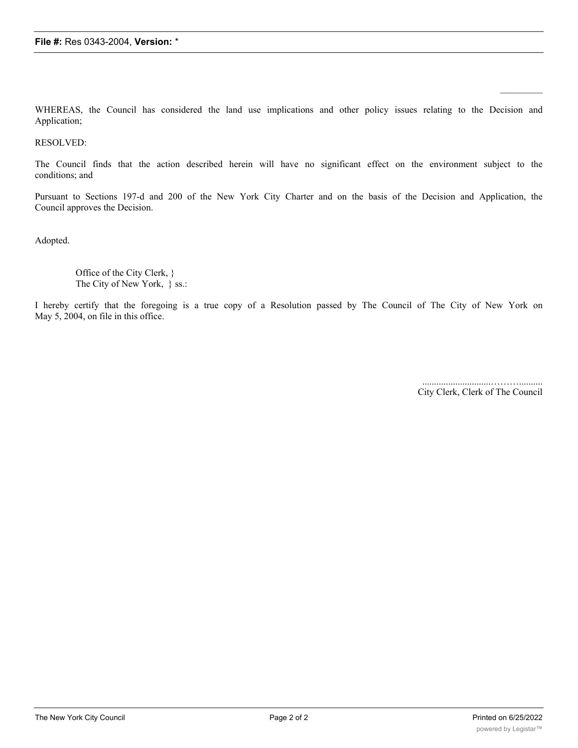WHEREAS, the Council has considered the land use implications and other policy issues relating to the Decision and Application;

RESOLVED:

The Council finds that the action described herein will have no significant effect on the environment subject to the conditions; and

Pursuant to Sections 197-d and 200 of the New York City Charter and on the basis of the Decision and Application, the Council approves the Decision.

Adopted.

Office of the City Clerk, }
The City of New York, } ss.:

I hereby certify that the foregoing is a true copy of a Resolution passed by The Council of The City of New York on May 5, 2004, on file in this office.

..............................……….........
City Clerk, Clerk of The Council